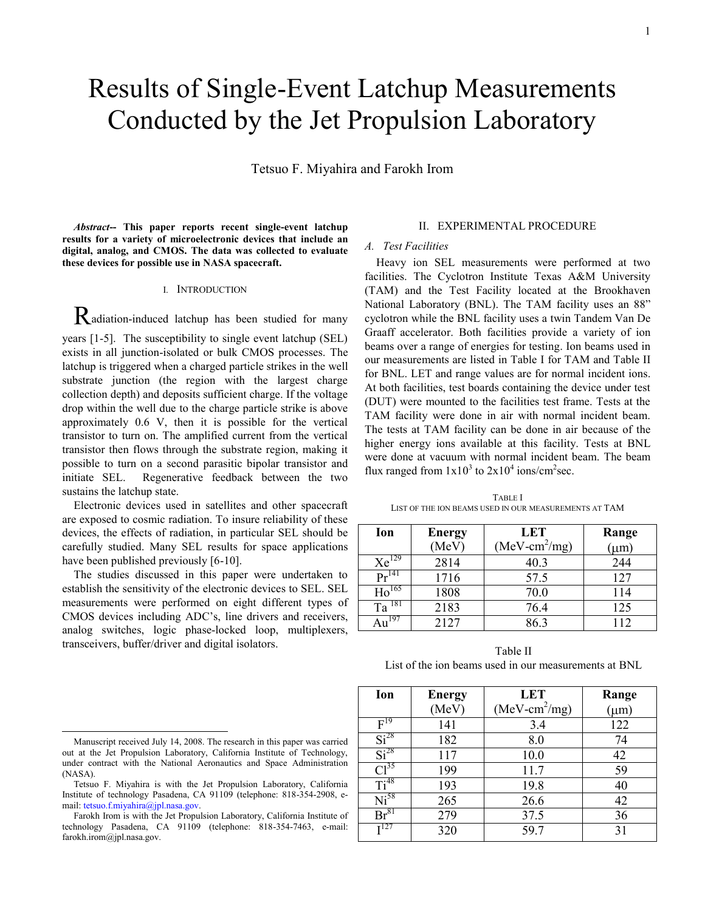# Results of Single-Event Latchup Measurements Conducted by the Jet Propulsion Laboratory

Tetsuo F. Miyahira and Farokh Irom

***Abstract*-- This paper reports recent single-event latchup results for a variety of microelectronic devices that include digital, analog, and CMOS. The data was collected to evaluate these devices for possible use in NASA spacecraft.**

## I. Introduction

Radiation-induced latchup has been studied for many years [1-5]. The susceptibility to single event latchup (SEL) exists in all junction-isolated or bulk CMOS processes. The latchup is triggered when a charged particle strikes in the well substrate junction (the region with the largest charge collection depth) and deposits sufficient charge. If the voltage drop within the well due to the charge particle strike is above approximately 0.6 V, then it is possible for the vertical transistor to turn on. The amplified current from the vertical transistor then flows through the substrate region, making it possible to turn on a second parasitic bipolar transistor and initiate SEL. Regenerative feedback between the two sustains the latchup state.

Electronic devices used in satellites and other spacecraft are exposed to cosmic radiation. To insure reliability of these devices, the effects of radiation, in particular SEL should be carefully studied. Many SEL results for space applications have been published previously [6-10].

The studies discussed in this paper were undertaken to establish the sensitivity of the electronic devices to SEL. SEL measurements were performed on eight different types of CMOS devices including ADC's, line drivers and receivers, analog switches, logic phase-locked loop, multiplexers, transceivers, buffer/driver and digital isolators.

## II. Experimental Procedure

### *A. Test Facilities*

Heavy ion SEL measurements were performed at two facilities. The Cyclotron Institute Texas A&M University (TAM) and the Test Facility located at the Brookhaven National Laboratory (BNL). The TAM facility uses an 88" cyclotron while the BNL facility uses a twin Tandem Van De Graaff accelerator. Both facilities provide a variety of ion beams over a range of energies for testing. Ion beams used in our measurements are listed in Table I for TAM and Table II for BNL. LET and range values are for normal incident ions. At both facilities, test boards containing the device under test (DUT) were mounted to the facilities test frame. Tests at the TAM facility were done in air with normal incident beam. The tests at TAM facility can be done in air because of the higher energy ions available at this facility. Tests at BNL were done at vacuum with normal incident beam. The beam flux ranged from $1 \times 10^3$ to $2 \times 10^4$ ions/cm$^2$sec.

TABLE I
LIST OF THE ION BEAMS USED IN OUR MEASUREMENTS AT TAM

| Ion | Energy (MeV) | LET (MeV-cm$^2$/mg) | Range (μm) |
|---|---|---|---|
| $Xe^{129}$ | 2814 | 40.3 | 244 |
| $Pr^{141}$ | 1716 | 57.5 | 127 |
| $Ho^{165}$ | 1808 | 70.0 | 114 |
| $Ta^{181}$ | 2183 | 76.4 | 125 |
| $Au^{197}$ | 2127 | 86.3 | 112 |

Table II
List of the ion beams used in our measurements at BNL

| Ion | Energy (MeV) | LET (MeV-cm$^2$/mg) | Range (μm) |
|---|---|---|---|
| $F^{19}$ | 141 | 3.4 | 122 |
| $Si^{28}$ | 182 | 8.0 | 74 |
| $Si^{28}$ | 117 | 10.0 | 42 |
| $Cl^{35}$ | 199 | 11.7 | 59 |
| $Ti^{48}$ | 193 | 19.8 | 40 |
| $Ni^{58}$ | 265 | 26.6 | 42 |
| $Br^{81}$ | 279 | 37.5 | 36 |
| $I^{127}$ | 320 | 59.7 | 31 |

Manuscript received July 14, 2008. The research in this paper was carried out at the Jet Propulsion Laboratory, California Institute of Technology, under contract with the National Aeronautics and Space Administration (NASA).

Tetsuo F. Miyahira is with the Jet Propulsion Laboratory, California Institute of technology Pasadena, CA 91109 (telephone: 818-354-2908, e-mail: tetsuo.f.miyahira@jpl.nasa.gov.

Farokh Irom is with the Jet Propulsion Laboratory, California Institute of technology Pasadena, CA 91109 (telephone: 818-354-7463, e-mail: farokh.irom@jpl.nasa.gov.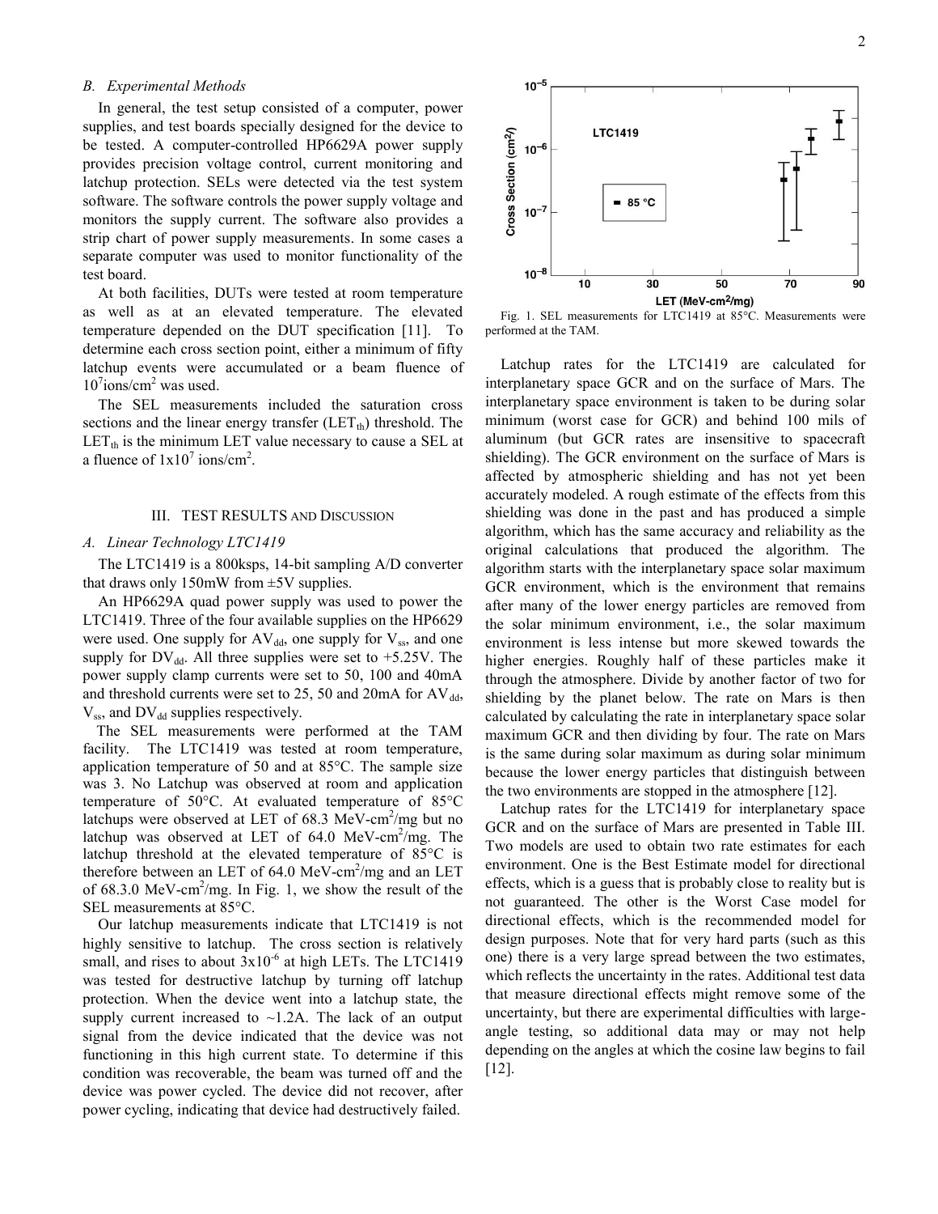### B. Experimental Methods

In general, the test setup consisted of a computer, power supplies, and test boards specially designed for the device to be tested. A computer-controlled HP6629A power supply provides precision voltage control, current monitoring and latchup protection. SELs were detected via the test system software. The software controls the power supply voltage and monitors the supply current. The software also provides a strip chart of power supply measurements. In some cases a separate computer was used to monitor functionality of the test board.

At both facilities, DUTs were tested at room temperature as well as at an elevated temperature. The elevated temperature depended on the DUT specification [11]. To determine each cross section point, either a minimum of fifty latchup events were accumulated or a beam fluence of $10^7$ions/cm$^2$ was used.

The SEL measurements included the saturation cross sections and the linear energy transfer ($LET_{th}$) threshold. The $LET_{th}$ is the minimum LET value necessary to cause a SEL at a fluence of $1 \times 10^7$ ions/cm$^2$.

## III. Test Results and Discussion

### A. Linear Technology LTC1419

The LTC1419 is a 800ksps, 14-bit sampling A/D converter that draws only 150mW from ±5V supplies.

An HP6629A quad power supply was used to power the LTC1419. Three of the four available supplies on the HP6629 were used. One supply for $AV_{dd}$, one supply for $V_{ss}$, and one supply for $DV_{dd}$. All three supplies were set to +5.25V. The power supply clamp currents were set to 50, 100 and 40mA and threshold currents were set to 25, 50 and 20mA for $AV_{dd}$, $V_{ss}$, and $DV_{dd}$ supplies respectively.

The SEL measurements were performed at the TAM facility. The LTC1419 was tested at room temperature, application temperature of 50 and at 85°C. The sample size was 3. No Latchup was observed at room and application temperature of 50°C. At evaluated temperature of 85°C latchups were observed at LET of 68.3 MeV-cm$^2$/mg but no latchup was observed at LET of 64.0 MeV-cm$^2$/mg. The latchup threshold at the elevated temperature of 85°C is therefore between an LET of 64.0 MeV-cm$^2$/mg and an LET of 68.3.0 MeV-cm$^2$/mg. In Fig. 1, we show the result of the SEL measurements at 85°C.

Our latchup measurements indicate that LTC1419 is not highly sensitive to latchup. The cross section is relatively small, and rises to about $3 \times 10^{-6}$ at high LETs. The LTC1419 was tested for destructive latchup by turning off latchup protection. When the device went into a latchup state, the supply current increased to ~1.2A. The lack of an output signal from the device indicated that the device was not functioning in this high current state. To determine if this condition was recoverable, the beam was turned off and the device was power cycled. The device did not recover, after power cycling, indicating that device had destructively failed.

LTC1419

85 °C

Cross Section (cm$^2$/)

LET (MeV-cm$^2$/mg)

$10^{-5}$ $10^{-6}$ $10^{-7}$ $10^{-8}$

10 30 50 70 90

Fig. 1. SEL measurements for LTC1419 at 85°C. Measurements were performed at the TAM.

Latchup rates for the LTC1419 are calculated for interplanetary space GCR and on the surface of Mars. The interplanetary space environment is taken to be during solar minimum (worst case for GCR) and behind 100 mils of aluminum (but GCR rates are insensitive to spacecraft shielding). The GCR environment on the surface of Mars is affected by atmospheric shielding and has not yet been accurately modeled. A rough estimate of the effects from this shielding was done in the past and has produced a simple algorithm, which has the same accuracy and reliability as the original calculations that produced the algorithm. The algorithm starts with the interplanetary space solar maximum GCR environment, which is the environment that remains after many of the lower energy particles are removed from the solar minimum environment, i.e., the solar maximum environment is less intense but more skewed towards the higher energies. Roughly half of these particles make it through the atmosphere. Divide by another factor of two for shielding by the planet below. The rate on Mars is then calculated by calculating the rate in interplanetary space solar maximum GCR and then dividing by four. The rate on Mars is the same during solar maximum as during solar minimum because the lower energy particles that distinguish between the two environments are stopped in the atmosphere [12].

Latchup rates for the LTC1419 for interplanetary space GCR and on the surface of Mars are presented in Table III. Two models are used to obtain two rate estimates for each environment. One is the Best Estimate model for directional effects, which is a guess that is probably close to reality but is not guaranteed. The other is the Worst Case model for directional effects, which is the recommended model for design purposes. Note that for very hard parts (such as this one) there is a very large spread between the two estimates, which reflects the uncertainty in the rates. Additional test data that measure directional effects might remove some of the uncertainty, but there are experimental difficulties with large-angle testing, so additional data may or may not help depending on the angles at which the cosine law begins to fail [12].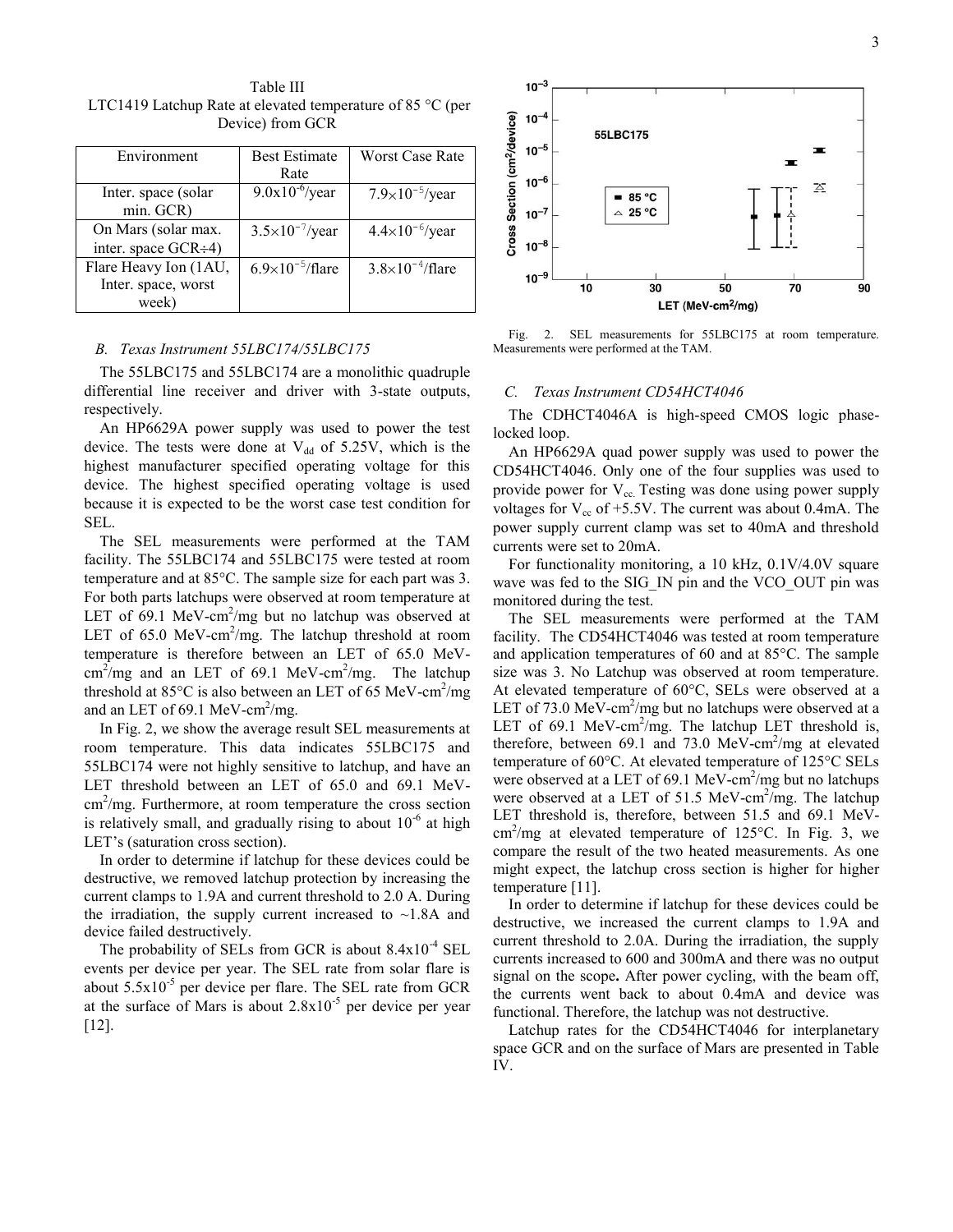Table III
LTC1419 Latchup Rate at elevated temperature of 85 °C (per Device) from GCR

| Environment | Best Estimate Rate | Worst Case Rate |
|---|---|---|
| Inter. space (solar min. GCR) | $9.0\times10^{-6}$/year | $7.9\times10^{-5}$/year |
| On Mars (solar max. inter. space GCR÷4) | $3.5\times10^{-7}$/year | $4.4\times10^{-6}$/year |
| Flare Heavy Ion (1AU, Inter. space, worst week) | $6.9\times10^{-5}$/flare | $3.8\times10^{-4}$/flare |

### *B. Texas Instrument 55LBC174/55LBC175*

The 55LBC175 and 55LBC174 are a monolithic quadruple differential line receiver and driver with 3-state outputs, respectively.

An HP6629A power supply was used to power the test device. The tests were done at $V_{dd}$ of 5.25V, which is the highest manufacturer specified operating voltage for this device. The highest specified operating voltage is used because it is expected to be the worst case test condition for SEL.

The SEL measurements were performed at the TAM facility. The 55LBC174 and 55LBC175 were tested at room temperature and at 85°C. The sample size for each part was 3. For both parts latchups were observed at room temperature at LET of 69.1 MeV-cm$^2$/mg but no latchup was observed at LET of 65.0 MeV-cm$^2$/mg. The latchup threshold at room temperature is therefore between an LET of 65.0 MeV-cm$^2$/mg and an LET of 69.1 MeV-cm$^2$/mg. The latchup threshold at 85°C is also between an LET of 65 MeV-cm$^2$/mg and an LET of 69.1 MeV-cm$^2$/mg.

In Fig. 2, we show the average result SEL measurements at room temperature. This data indicates 55LBC175 and 55LBC174 were not highly sensitive to latchup, and have an LET threshold between an LET of 65.0 and 69.1 MeV-cm$^2$/mg. Furthermore, at room temperature the cross section is relatively small, and gradually rising to about $10^{-6}$ at high LET's (saturation cross section).

In order to determine if latchup for these devices could be destructive, we removed latchup protection by increasing the current clamps to 1.9A and current threshold to 2.0 A. During the irradiation, the supply current increased to ~1.8A and device failed destructively.

The probability of SELs from GCR is about $8.4\times10^{-4}$ SEL events per device per year. The SEL rate from solar flare is about $5.5\times10^{-5}$ per device per flare. The SEL rate from GCR at the surface of Mars is about $2.8\times10^{-5}$ per device per year [12].

Fig. 2. SEL measurements for 55LBC175 at room temperature. Measurements were performed at the TAM.

### *C. Texas Instrument CD54HCT4046*

The CDHCT4046A is high-speed CMOS logic phase-locked loop.

An HP6629A quad power supply was used to power the CD54HCT4046. Only one of the four supplies was used to provide power for $V_{cc}$. Testing was done using power supply voltages for $V_{cc}$ of +5.5V. The current was about 0.4mA. The power supply current clamp was set to 40mA and threshold currents were set to 20mA.

For functionality monitoring, a 10 kHz, 0.1V/4.0V square wave was fed to the SIG_IN pin and the VCO_OUT pin was monitored during the test.

The SEL measurements were performed at the TAM facility. The CD54HCT4046 was tested at room temperature and application temperatures of 60 and at 85°C. The sample size was 3. No Latchup was observed at room temperature. At elevated temperature of 60°C, SELs were observed at a LET of 73.0 MeV-cm$^2$/mg but no latchups were observed at a LET of 69.1 MeV-cm$^2$/mg. The latchup LET threshold is, therefore, between 69.1 and 73.0 MeV-cm$^2$/mg at elevated temperature of 60°C. At elevated temperature of 125°C SELs were observed at a LET of 69.1 MeV-cm$^2$/mg but no latchups were observed at a LET of 51.5 MeV-cm$^2$/mg. The latchup LET threshold is, therefore, between 51.5 and 69.1 MeV-cm$^2$/mg at elevated temperature of 125°C. In Fig. 3, we compare the result of the two heated measurements. As one might expect, the latchup cross section is higher for higher temperature [11].

In order to determine if latchup for these devices could be destructive, we increased the current clamps to 1.9A and current threshold to 2.0A. During the irradiation, the supply currents increased to 600 and 300mA and there was no output signal on the scope**.** After power cycling, with the beam off, the currents went back to about 0.4mA and device was functional. Therefore, the latchup was not destructive.

Latchup rates for the CD54HCT4046 for interplanetary space GCR and on the surface of Mars are presented in Table IV.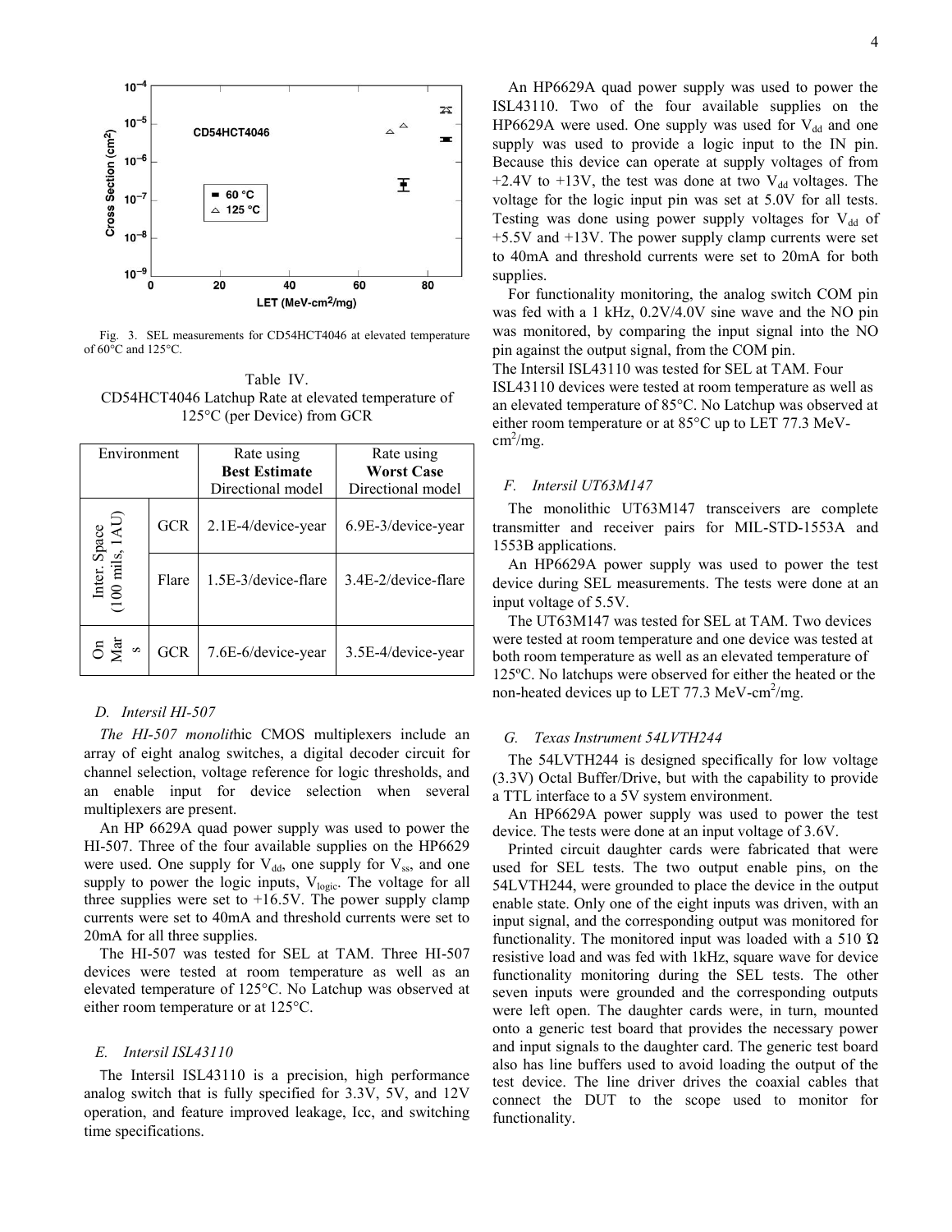Fig. 3. SEL measurements for CD54HCT4046 at elevated temperature of 60°C and 125°C.

Table IV.
CD54HCT4046 Latchup Rate at elevated temperature of 125°C (per Device) from GCR

| Environment | | Rate using **Best Estimate** Directional model | Rate using **Worst Case** Directional model |
|---|---|---|---|
| Inter. Space (100 mils, 1AU) | GCR | 2.1E-4/device-year | 6.9E-3/device-year |
| | Flare | 1.5E-3/device-flare | 3.4E-2/device-flare |
| On Mars | GCR | 7.6E-6/device-year | 3.5E-4/device-year |

### D. Intersil HI-507

*The HI-507 monolit*hic CMOS multiplexers include an array of eight analog switches, a digital decoder circuit for channel selection, voltage reference for logic thresholds, and an enable input for device selection when several multiplexers are present.

An HP 6629A quad power supply was used to power the HI-507. Three of the four available supplies on the HP6629 were used. One supply for $V_{dd}$, one supply for $V_{ss}$, and one supply to power the logic inputs, $V_{logic}$. The voltage for all three supplies were set to +16.5V. The power supply clamp currents were set to 40mA and threshold currents were set to 20mA for all three supplies.

The HI-507 was tested for SEL at TAM. Three HI-507 devices were tested at room temperature as well as an elevated temperature of 125°C. No Latchup was observed at either room temperature or at 125°C.

### E. Intersil ISL43110

The Intersil ISL43110 is a precision, high performance analog switch that is fully specified for 3.3V, 5V, and 12V operation, and feature improved leakage, Icc, and switching time specifications.

An HP6629A quad power supply was used to power the ISL43110. Two of the four available supplies on the HP6629A were used. One supply was used for $V_{dd}$ and one supply was used to provide a logic input to the IN pin. Because this device can operate at supply voltages of from +2.4V to +13V, the test was done at two $V_{dd}$ voltages. The voltage for the logic input pin was set at 5.0V for all tests. Testing was done using power supply voltages for $V_{dd}$ of +5.5V and +13V. The power supply clamp currents were set to 40mA and threshold currents were set to 20mA for both supplies.

For functionality monitoring, the analog switch COM pin was fed with a 1 kHz, 0.2V/4.0V sine wave and the NO pin was monitored, by comparing the input signal into the NO pin against the output signal, from the COM pin.
The Intersil ISL43110 was tested for SEL at TAM. Four ISL43110 devices were tested at room temperature as well as an elevated temperature of 85°C. No Latchup was observed at either room temperature or at 85°C up to LET 77.3 MeV-$cm^2$/mg.

### F. Intersil UT63M147

The monolithic UT63M147 transceivers are complete transmitter and receiver pairs for MIL-STD-1553A and 1553B applications.

An HP6629A power supply was used to power the test device during SEL measurements. The tests were done at an input voltage of 5.5V.

The UT63M147 was tested for SEL at TAM. Two devices were tested at room temperature and one device was tested at both room temperature as well as an elevated temperature of 125ºC. No latchups were observed for either the heated or the non-heated devices up to LET 77.3 MeV-$cm^2$/mg.

### G. Texas Instrument 54LVTH244

The 54LVTH244 is designed specifically for low voltage (3.3V) Octal Buffer/Drive, but with the capability to provide a TTL interface to a 5V system environment.

An HP6629A power supply was used to power the test device. The tests were done at an input voltage of 3.6V.

Printed circuit daughter cards were fabricated that were used for SEL tests. The two output enable pins, on the 54LVTH244, were grounded to place the device in the output enable state. Only one of the eight inputs was driven, with an input signal, and the corresponding output was monitored for functionality. The monitored input was loaded with a 510 Ω resistive load and was fed with 1kHz, square wave for device functionality monitoring during the SEL tests. The other seven inputs were grounded and the corresponding outputs were left open. The daughter cards were, in turn, mounted onto a generic test board that provides the necessary power and input signals to the daughter card. The generic test board also has line buffers used to avoid loading the output of the test device. The line driver drives the coaxial cables that connect the DUT to the scope used to monitor for functionality.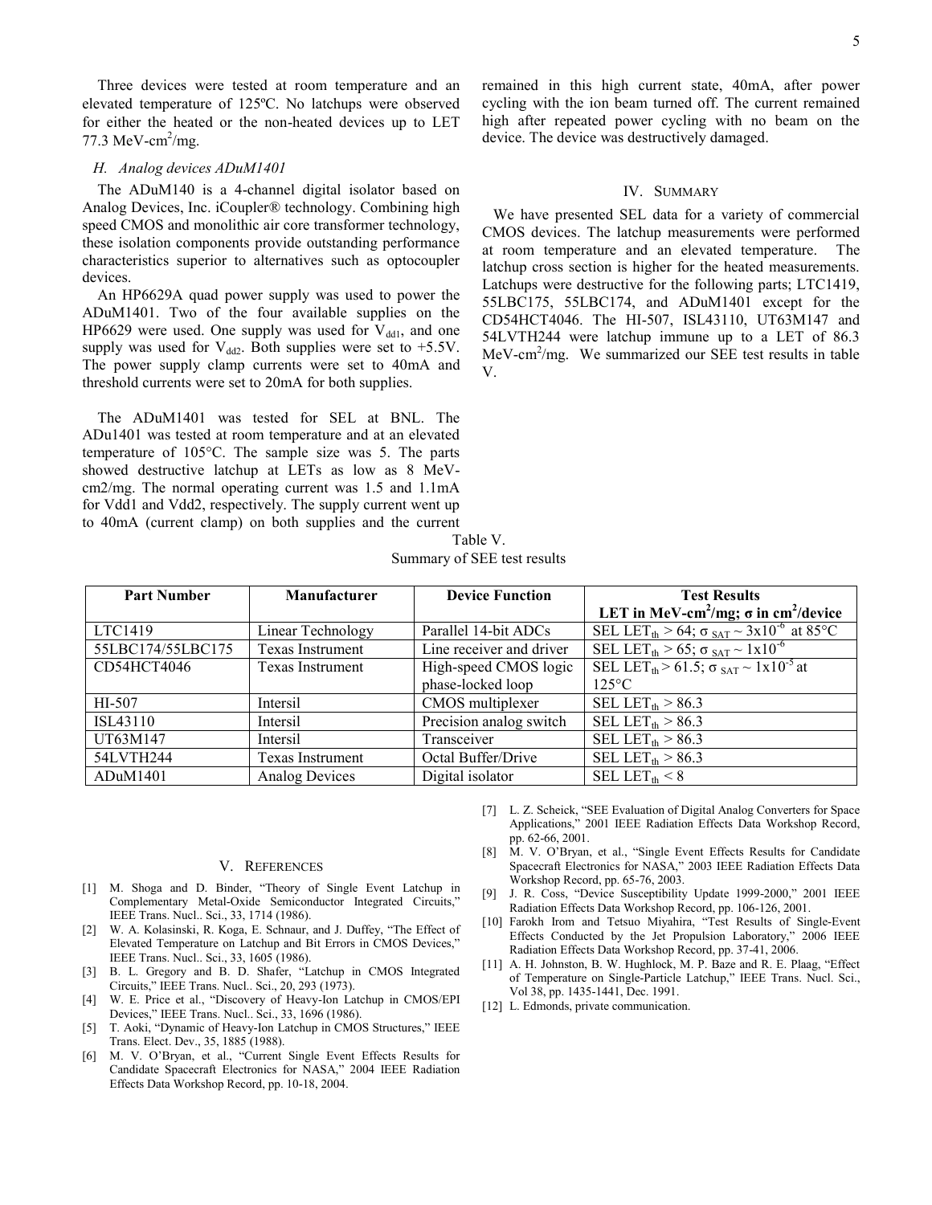Three devices were tested at room temperature and an elevated temperature of 125ºC. No latchups were observed for either the heated or the non-heated devices up to LET 77.3 MeV-cm$^2$/mg.

### *H. Analog devices ADuM1401*

The ADuM140 is a 4-channel digital isolator based on Analog Devices, Inc. iCoupler® technology. Combining high speed CMOS and monolithic air core transformer technology, these isolation components provide outstanding performance characteristics superior to alternatives such as optocoupler devices.

An HP6629A quad power supply was used to power the ADuM1401. Two of the four available supplies on the HP6629 were used. One supply was used for $V_{dd1}$, and one supply was used for $V_{dd2}$. Both supplies were set to +5.5V. The power supply clamp currents were set to 40mA and threshold currents were set to 20mA for both supplies.

The ADuM1401 was tested for SEL at BNL. The ADu1401 was tested at room temperature and at an elevated temperature of 105°C. The sample size was 5. The parts showed destructive latchup at LETs as low as 8 MeV-cm2/mg. The normal operating current was 1.5 and 1.1mA for Vdd1 and Vdd2, respectively. The supply current went up to 40mA (current clamp) on both supplies and the current remained in this high current state, 40mA, after power cycling with the ion beam turned off. The current remained high after repeated power cycling with no beam on the device. The device was destructively damaged.

## IV. Summary

We have presented SEL data for a variety of commercial CMOS devices. The latchup measurements were performed at room temperature and an elevated temperature. The latchup cross section is higher for the heated measurements. Latchups were destructive for the following parts; LTC1419, 55LBC175, 55LBC174, and ADuM1401 except for the CD54HCT4046. The HI-507, ISL43110, UT63M147 and 54LVTH244 were latchup immune up to a LET of 86.3 MeV-cm$^2$/mg. We summarized our SEE test results in table V.

Table V.
Summary of SEE test results

| Part Number | Manufacturer | Device Function | Test Results LET in MeV-cm$^2$/mg; σ in cm$^2$/device |
|---|---|---|---|
| LTC1419 | Linear Technology | Parallel 14-bit ADCs | SEL $LET_{th} > 64$; $\sigma_{SAT} \sim 3 \times 10^{-6}$ at 85°C |
| 55LBC174/55LBC175 | Texas Instrument | Line receiver and driver | SEL $LET_{th} > 65$; $\sigma_{SAT} \sim 1 \times 10^{-6}$ |
| CD54HCT4046 | Texas Instrument | High-speed CMOS logic phase-locked loop | SEL $LET_{th} > 61.5$; $\sigma_{SAT} \sim 1 \times 10^{-5}$ at 125°C |
| HI-507 | Intersil | CMOS multiplexer | SEL $LET_{th} > 86.3$ |
| ISL43110 | Intersil | Precision analog switch | SEL $LET_{th} > 86.3$ |
| UT63M147 | Intersil | Transceiver | SEL $LET_{th} > 86.3$ |
| 54LVTH244 | Texas Instrument | Octal Buffer/Drive | SEL $LET_{th} > 86.3$ |
| ADuM1401 | Analog Devices | Digital isolator | SEL $LET_{th} < 8$ |

## V. References

[1] M. Shoga and D. Binder, "Theory of Single Event Latchup in Complementary Metal-Oxide Semiconductor Integrated Circuits," IEEE Trans. Nucl.. Sci., 33, 1714 (1986).

[2] W. A. Kolasinski, R. Koga, E. Schnaur, and J. Duffey, "The Effect of Elevated Temperature on Latchup and Bit Errors in CMOS Devices," IEEE Trans. Nucl.. Sci., 33, 1605 (1986).

[3] B. L. Gregory and B. D. Shafer, "Latchup in CMOS Integrated Circuits," IEEE Trans. Nucl.. Sci., 20, 293 (1973).

[4] W. E. Price et al., "Discovery of Heavy-Ion Latchup in CMOS/EPI Devices," IEEE Trans. Nucl.. Sci., 33, 1696 (1986).

[5] T. Aoki, "Dynamic of Heavy-Ion Latchup in CMOS Structures," IEEE Trans. Elect. Dev., 35, 1885 (1988).

[6] M. V. O'Bryan, et al., "Current Single Event Effects Results for Candidate Spacecraft Electronics for NASA," 2004 IEEE Radiation Effects Data Workshop Record, pp. 10-18, 2004.

[7] L. Z. Scheick, "SEE Evaluation of Digital Analog Converters for Space Applications," 2001 IEEE Radiation Effects Data Workshop Record, pp. 62-66, 2001.

[8] M. V. O'Bryan, et al., "Single Event Effects Results for Candidate Spacecraft Electronics for NASA," 2003 IEEE Radiation Effects Data Workshop Record, pp. 65-76, 2003.

[9] J. R. Coss, "Device Susceptibility Update 1999-2000," 2001 IEEE Radiation Effects Data Workshop Record, pp. 106-126, 2001.

[10] Farokh Irom and Tetsuo Miyahira, "Test Results of Single-Event Effects Conducted by the Jet Propulsion Laboratory," 2006 IEEE Radiation Effects Data Workshop Record, pp. 37-41, 2006.

[11] A. H. Johnston, B. W. Hughlock, M. P. Baze and R. E. Plaag, "Effect of Temperature on Single-Particle Latchup," IEEE Trans. Nucl. Sci., Vol 38, pp. 1435-1441, Dec. 1991.

[12] L. Edmonds, private communication.